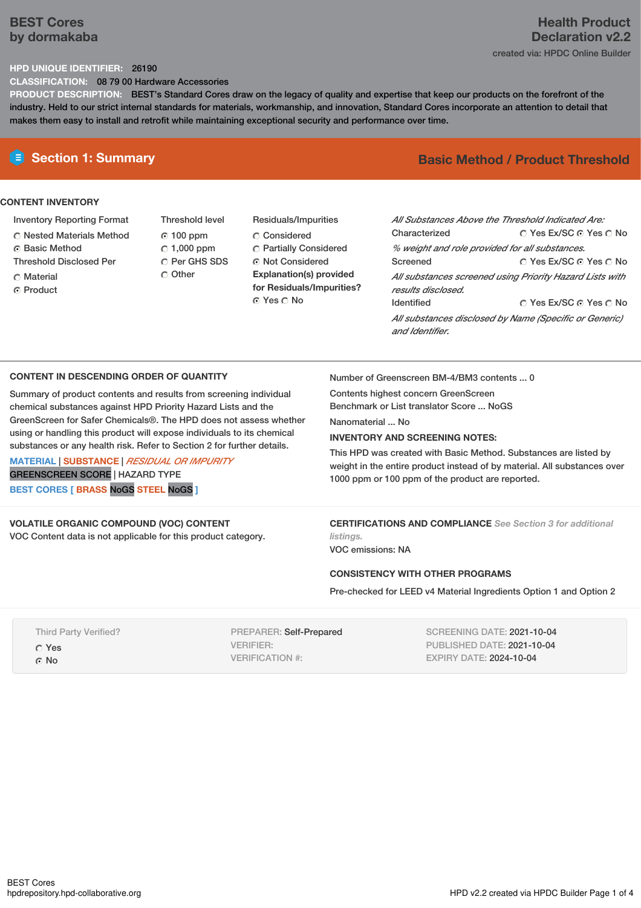# BEST Cores
by dormakaba

# Health Product Declaration v2.2

created via: HPDC Online Builder

**HPD UNIQUE IDENTIFIER:** 26190

**CLASSIFICATION:** 08 79 00 Hardware Accessories

**PRODUCT DESCRIPTION:** BEST's Standard Cores draw on the legacy of quality and expertise that keep our products on the forefront of the industry. Held to our strict internal standards for materials, workmanship, and innovation, Standard Cores incorporate an attention to detail that makes them easy to install and retrofit while maintaining exceptional security and performance over time.

## Section 1: Summary

**Basic Method / Product Threshold**

### CONTENT INVENTORY

**Inventory Reporting Format**
- ○ Nested Materials Method
- ⦿ Basic Method

**Threshold Disclosed Per**
- ○ Material
- ⦿ Product

**Threshold level**
- ⦿ 100 ppm
- ○ 1,000 ppm
- ○ Per GHS SDS
- ○ Other

**Residuals/Impurities**
- ○ Considered
- ○ Partially Considered
- ⦿ Not Considered

**Explanation(s) provided for Residuals/Impurities?**
⦿ Yes ○ No

*All Substances Above the Threshold Indicated Are:*

Characterized ○ Yes Ex/SC ⦿ Yes ○ No
*% weight and role provided for all substances.*

Screened ○ Yes Ex/SC ⦿ Yes ○ No
*All substances screened using Priority Hazard Lists with results disclosed.*

Identified ○ Yes Ex/SC ⦿ Yes ○ No
*All substances disclosed by Name (Specific or Generic) and Identifier.*

### CONTENT IN DESCENDING ORDER OF QUANTITY

Summary of product contents and results from screening individual chemical substances against HPD Priority Hazard Lists and the GreenScreen for Safer Chemicals®. The HPD does not assess whether using or handling this product will expose individuals to its chemical substances or any health risk. Refer to Section 2 for further details.

MATERIAL | SUBSTANCE | *RESIDUAL OR IMPURITY*
GREENSCREEN SCORE | HAZARD TYPE

**BEST CORES [ BRASS NoGS STEEL NoGS ]**

Number of Greenscreen BM-4/BM3 contents ... 0

Contents highest concern GreenScreen Benchmark or List translator Score ... NoGS

Nanomaterial ... No

**INVENTORY AND SCREENING NOTES:**

This HPD was created with Basic Method. Substances are listed by weight in the entire product instead of by material. All substances over 1000 ppm or 100 ppm of the product are reported.

### VOLATILE ORGANIC COMPOUND (VOC) CONTENT

VOC Content data is not applicable for this product category.

### CERTIFICATIONS AND COMPLIANCE *See Section 3 for additional listings.*

VOC emissions: NA

### CONSISTENCY WITH OTHER PROGRAMS

Pre-checked for LEED v4 Material Ingredients Option 1 and Option 2

Third Party Verified?
- ○ Yes
- ⦿ No

PREPARER: Self-Prepared
VERIFIER:
VERIFICATION #:

SCREENING DATE: 2021-10-04
PUBLISHED DATE: 2021-10-04
EXPIRY DATE: 2024-10-04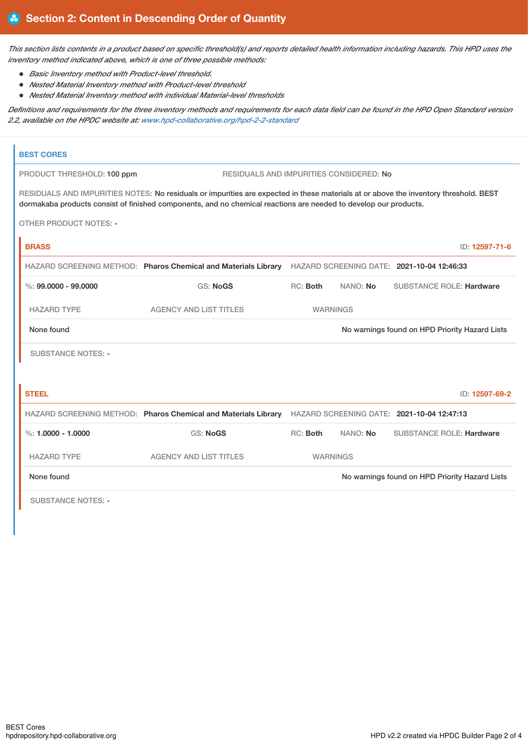## Section 2: Content in Descending Order of Quantity

*This section lists contents in a product based on specific threshold(s) and reports detailed health information including hazards. This HPD uses the inventory method indicated above, which is one of three possible methods:*

- *Basic Inventory method with Product-level threshold.*
- *Nested Material Inventory method with Product-level threshold*
- *Nested Material Inventory method with individual Material-level thresholds*

*Definitions and requirements for the three inventory methods and requirements for each data field can be found in the HPD Open Standard version 2.2, available on the HPDC website at: www.hpd-collaborative.org/hpd-2-2-standard*

### BEST CORES

PRODUCT THRESHOLD: 100 ppm

RESIDUALS AND IMPURITIES CONSIDERED: No

RESIDUALS AND IMPURITIES NOTES: No residuals or impurities are expected in these materials at or above the inventory threshold. BEST dormakaba products consist of finished components, and no chemical reactions are needed to develop our products.

OTHER PRODUCT NOTES: -

#### BRASS

ID: 12597-71-6

HAZARD SCREENING METHOD: **Pharos Chemical and Materials Library**

HAZARD SCREENING DATE: **2021-10-04 12:46:33**

%: **99.0000 - 99.0000** | GS: **NoGS** | RC: **Both** | NANO: **No** | SUBSTANCE ROLE: **Hardware**

| HAZARD TYPE | AGENCY AND LIST TITLES | WARNINGS |
|---|---|---|
| None found | | No warnings found on HPD Priority Hazard Lists |

SUBSTANCE NOTES: -

#### STEEL

ID: 12597-69-2

HAZARD SCREENING METHOD: **Pharos Chemical and Materials Library**

HAZARD SCREENING DATE: **2021-10-04 12:47:13**

%: **1.0000 - 1.0000** | GS: **NoGS** | RC: **Both** | NANO: **No** | SUBSTANCE ROLE: **Hardware**

| HAZARD TYPE | AGENCY AND LIST TITLES | WARNINGS |
|---|---|---|
| None found | | No warnings found on HPD Priority Hazard Lists |

SUBSTANCE NOTES: -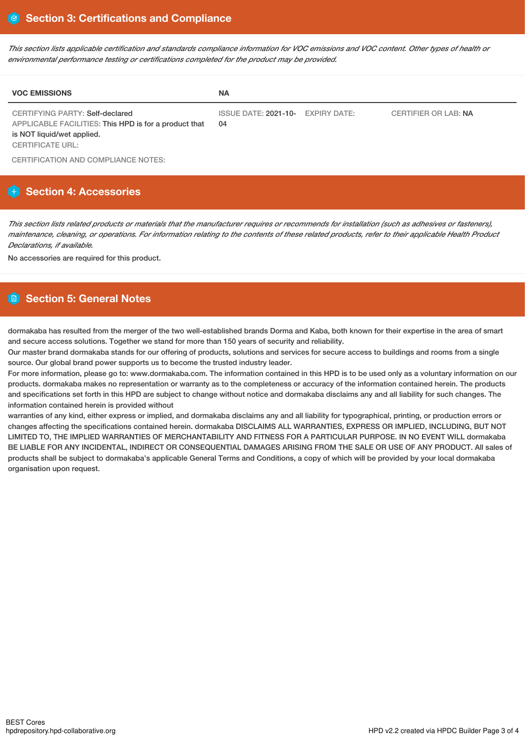## Section 3: Certifications and Compliance

*This section lists applicable certification and standards compliance information for VOC emissions and VOC content. Other types of health or environmental performance testing or certifications completed for the product may be provided.*

| VOC EMISSIONS | NA | | |
|---|---|---|---|
| CERTIFYING PARTY: Self-declared<br>APPLICABLE FACILITIES: This HPD is for a product that is NOT liquid/wet applied.<br>CERTIFICATE URL: | ISSUE DATE: 2021-10-04 | EXPIRY DATE: | CERTIFIER OR LAB: NA |

CERTIFICATION AND COMPLIANCE NOTES:

## Section 4: Accessories

*This section lists related products or materials that the manufacturer requires or recommends for installation (such as adhesives or fasteners), maintenance, cleaning, or operations. For information relating to the contents of these related products, refer to their applicable Health Product Declarations, if available.*

No accessories are required for this product.

## Section 5: General Notes

dormakaba has resulted from the merger of the two well-established brands Dorma and Kaba, both known for their expertise in the area of smart and secure access solutions. Together we stand for more than 150 years of security and reliability.
Our master brand dormakaba stands for our offering of products, solutions and services for secure access to buildings and rooms from a single source. Our global brand power supports us to become the trusted industry leader.
For more information, please go to: www.dormakaba.com. The information contained in this HPD is to be used only as a voluntary information on our products. dormakaba makes no representation or warranty as to the completeness or accuracy of the information contained herein. The products and specifications set forth in this HPD are subject to change without notice and dormakaba disclaims any and all liability for such changes. The information contained herein is provided without
warranties of any kind, either express or implied, and dormakaba disclaims any and all liability for typographical, printing, or production errors or changes affecting the specifications contained herein. dormakaba DISCLAIMS ALL WARRANTIES, EXPRESS OR IMPLIED, INCLUDING, BUT NOT LIMITED TO, THE IMPLIED WARRANTIES OF MERCHANTABILITY AND FITNESS FOR A PARTICULAR PURPOSE. IN NO EVENT WILL dormakaba BE LIABLE FOR ANY INCIDENTAL, INDIRECT OR CONSEQUENTIAL DAMAGES ARISING FROM THE SALE OR USE OF ANY PRODUCT. All sales of products shall be subject to dormakaba's applicable General Terms and Conditions, a copy of which will be provided by your local dormakaba organisation upon request.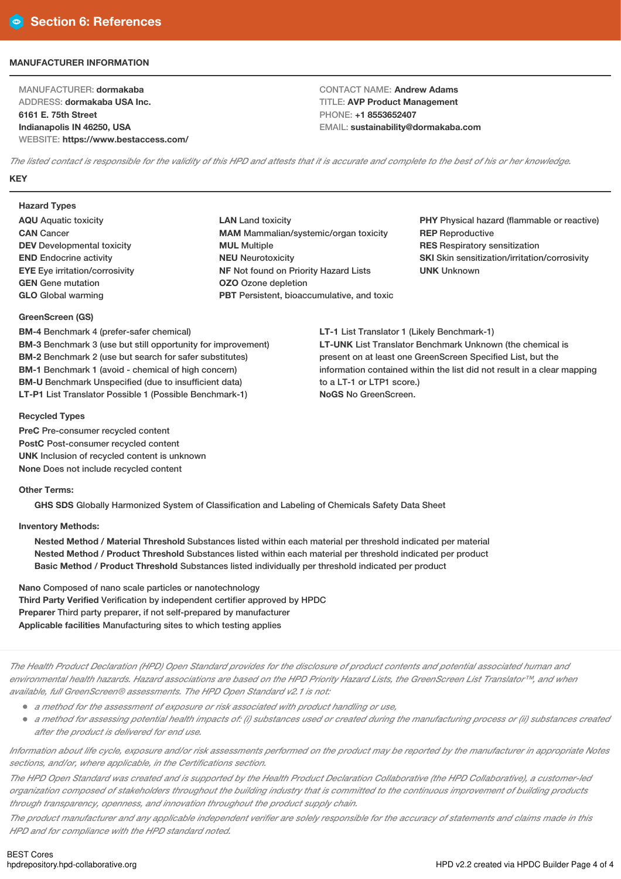## Section 6: References

### MANUFACTURER INFORMATION

MANUFACTURER: **dormakaba**
ADDRESS: **dormakaba USA Inc.**
**6161 E. 75th Street**
**Indianapolis IN 46250, USA**
WEBSITE: **https://www.bestaccess.com/**

CONTACT NAME: **Andrew Adams**
TITLE: **AVP Product Management**
PHONE: **+1 8553652407**
EMAIL: **sustainability@dormakaba.com**

*The listed contact is responsible for the validity of this HPD and attests that it is accurate and complete to the best of his or her knowledge.*

### KEY

**Hazard Types**

**AQU** Aquatic toxicity
**CAN** Cancer
**DEV** Developmental toxicity
**END** Endocrine activity
**EYE** Eye irritation/corrosivity
**GEN** Gene mutation
**GLO** Global warming
**LAN** Land toxicity
**MAM** Mammalian/systemic/organ toxicity
**MUL** Multiple
**NEU** Neurotoxicity
**NF** Not found on Priority Hazard Lists
**OZO** Ozone depletion
**PBT** Persistent, bioaccumulative, and toxic
**PHY** Physical hazard (flammable or reactive)
**REP** Reproductive
**RES** Respiratory sensitization
**SKI** Skin sensitization/irritation/corrosivity
**UNK** Unknown

**GreenScreen (GS)**

**BM-4** Benchmark 4 (prefer-safer chemical)
**BM-3** Benchmark 3 (use but still opportunity for improvement)
**BM-2** Benchmark 2 (use but search for safer substitutes)
**BM-1** Benchmark 1 (avoid - chemical of high concern)
**BM-U** Benchmark Unspecified (due to insufficient data)
**LT-P1** List Translator Possible 1 (Possible Benchmark-1)
**LT-1** List Translator 1 (Likely Benchmark-1)
**LT-UNK** List Translator Benchmark Unknown (the chemical is present on at least one GreenScreen Specified List, but the information contained within the list did not result in a clear mapping to a LT-1 or LTP1 score.)
**NoGS** No GreenScreen.

**Recycled Types**

**PreC** Pre-consumer recycled content
**PostC** Post-consumer recycled content
**UNK** Inclusion of recycled content is unknown
**None** Does not include recycled content

**Other Terms:**

**GHS SDS** Globally Harmonized System of Classification and Labeling of Chemicals Safety Data Sheet

**Inventory Methods:**

**Nested Method / Material Threshold** Substances listed within each material per threshold indicated per material
**Nested Method / Product Threshold** Substances listed within each material per threshold indicated per product
**Basic Method / Product Threshold** Substances listed individually per threshold indicated per product

**Nano** Composed of nano scale particles or nanotechnology
**Third Party Verified** Verification by independent certifier approved by HPDC
**Preparer** Third party preparer, if not self-prepared by manufacturer
**Applicable facilities** Manufacturing sites to which testing applies

*The Health Product Declaration (HPD) Open Standard provides for the disclosure of product contents and potential associated human and environmental health hazards. Hazard associations are based on the HPD Priority Hazard Lists, the GreenScreen List Translator™, and when available, full GreenScreen® assessments. The HPD Open Standard v2.1 is not:*

- *a method for the assessment of exposure or risk associated with product handling or use,*
- *a method for assessing potential health impacts of: (i) substances used or created during the manufacturing process or (ii) substances created after the product is delivered for end use.*

*Information about life cycle, exposure and/or risk assessments performed on the product may be reported by the manufacturer in appropriate Notes sections, and/or, where applicable, in the Certifications section.*

*The HPD Open Standard was created and is supported by the Health Product Declaration Collaborative (the HPD Collaborative), a customer-led organization composed of stakeholders throughout the building industry that is committed to the continuous improvement of building products through transparency, openness, and innovation throughout the product supply chain.*

*The product manufacturer and any applicable independent verifier are solely responsible for the accuracy of statements and claims made in this HPD and for compliance with the HPD standard noted.*